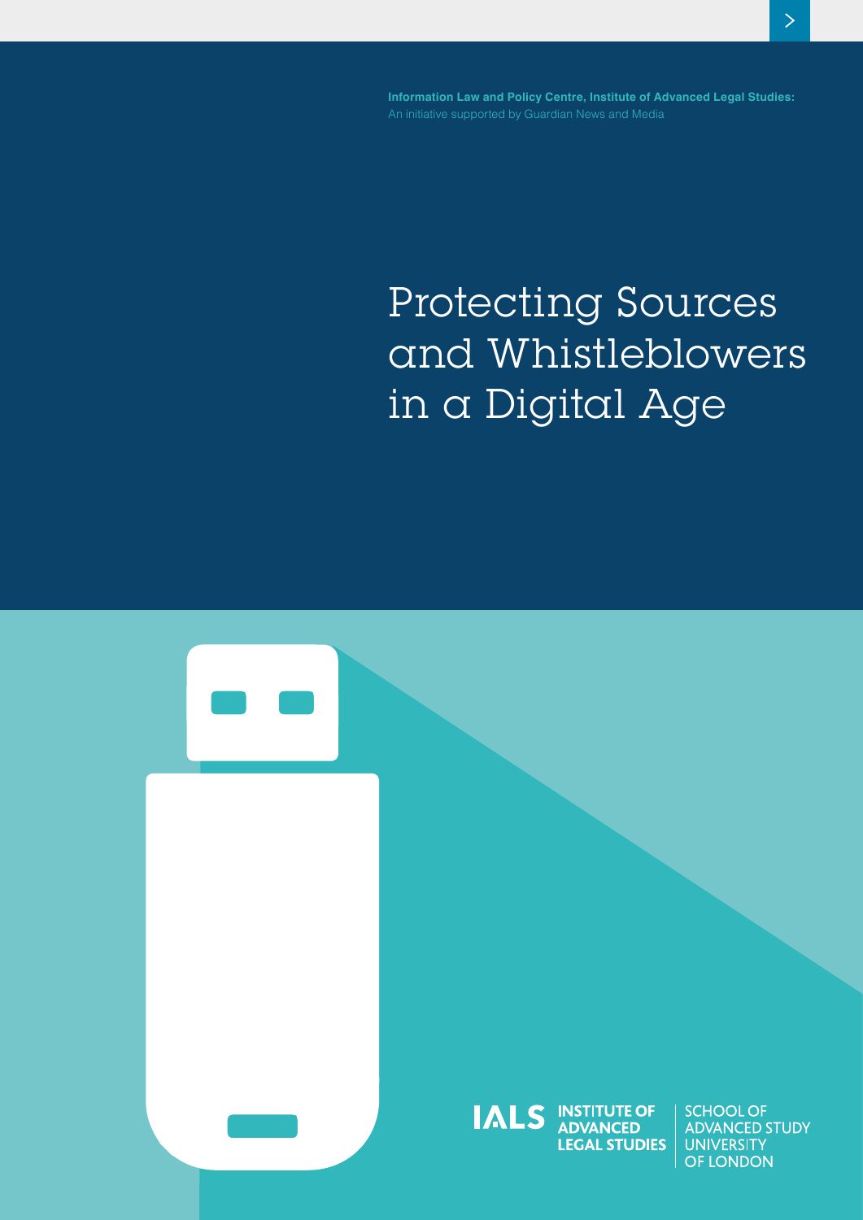**Information Law and Policy Centre, Institute of Advanced Legal Studies:**
An initiative supported by Guardian News and Media

# Protecting Sources and Whistleblowers in a Digital Age

IALS INSTITUTE OF ADVANCED LEGAL STUDIES | SCHOOL OF ADVANCED STUDY UNIVERSITY OF LONDON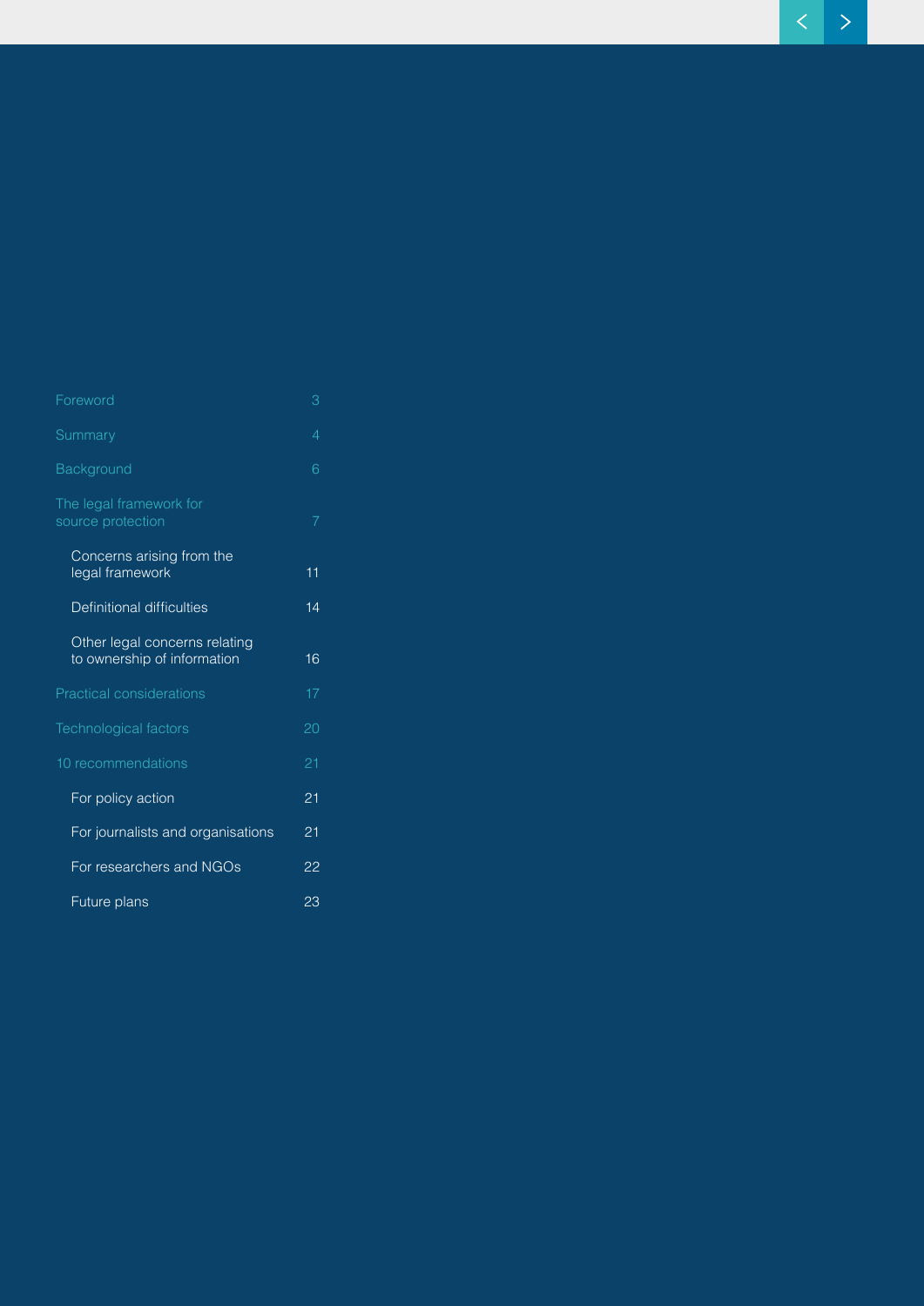| | |
|---|---|
| Foreword | 3 |
| Summary | 4 |
| Background | 6 |
| The legal framework for source protection | 7 |
| Concerns arising from the legal framework | 11 |
| Definitional difficulties | 14 |
| Other legal concerns relating to ownership of information | 16 |
| Practical considerations | 17 |
| Technological factors | 20 |
| 10 recommendations | 21 |
| For policy action | 21 |
| For journalists and organisations | 21 |
| For researchers and NGOs | 22 |
| Future plans | 23 |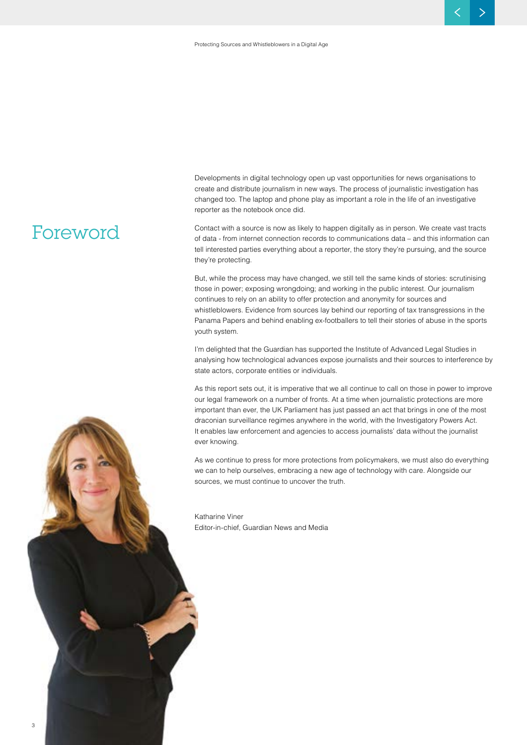# Foreword

Developments in digital technology open up vast opportunities for news organisations to create and distribute journalism in new ways. The process of journalistic investigation has changed too. The laptop and phone play as important a role in the life of an investigative reporter as the notebook once did.

Contact with a source is now as likely to happen digitally as in person. We create vast tracts of data - from internet connection records to communications data – and this information can tell interested parties everything about a reporter, the story they're pursuing, and the source they're protecting.

But, while the process may have changed, we still tell the same kinds of stories: scrutinising those in power; exposing wrongdoing; and working in the public interest. Our journalism continues to rely on an ability to offer protection and anonymity for sources and whistleblowers. Evidence from sources lay behind our reporting of tax transgressions in the Panama Papers and behind enabling ex-footballers to tell their stories of abuse in the sports youth system.

I'm delighted that the Guardian has supported the Institute of Advanced Legal Studies in analysing how technological advances expose journalists and their sources to interference by state actors, corporate entities or individuals.

As this report sets out, it is imperative that we all continue to call on those in power to improve our legal framework on a number of fronts. At a time when journalistic protections are more important than ever, the UK Parliament has just passed an act that brings in one of the most draconian surveillance regimes anywhere in the world, with the Investigatory Powers Act. It enables law enforcement and agencies to access journalists' data without the journalist ever knowing.

As we continue to press for more protections from policymakers, we must also do everything we can to help ourselves, embracing a new age of technology with care. Alongside our sources, we must continue to uncover the truth.

Katharine Viner
Editor-in-chief, Guardian News and Media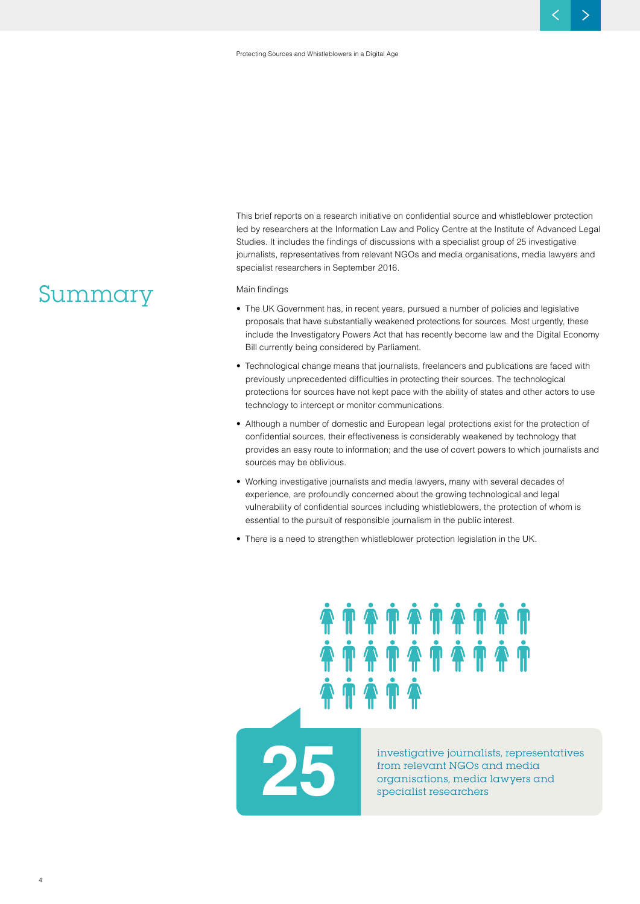# Summary

This brief reports on a research initiative on confidential source and whistleblower protection led by researchers at the Information Law and Policy Centre at the Institute of Advanced Legal Studies. It includes the findings of discussions with a specialist group of 25 investigative journalists, representatives from relevant NGOs and media organisations, media lawyers and specialist researchers in September 2016.

Main findings

- The UK Government has, in recent years, pursued a number of policies and legislative proposals that have substantially weakened protections for sources. Most urgently, these include the Investigatory Powers Act that has recently become law and the Digital Economy Bill currently being considered by Parliament.
- Technological change means that journalists, freelancers and publications are faced with previously unprecedented difficulties in protecting their sources. The technological protections for sources have not kept pace with the ability of states and other actors to use technology to intercept or monitor communications.
- Although a number of domestic and European legal protections exist for the protection of confidential sources, their effectiveness is considerably weakened by technology that provides an easy route to information; and the use of covert powers to which journalists and sources may be oblivious.
- Working investigative journalists and media lawyers, many with several decades of experience, are profoundly concerned about the growing technological and legal vulnerability of confidential sources including whistleblowers, the protection of whom is essential to the pursuit of responsible journalism in the public interest.
- There is a need to strengthen whistleblower protection legislation in the UK.

**25** investigative journalists, representatives from relevant NGOs and media organisations, media lawyers and specialist researchers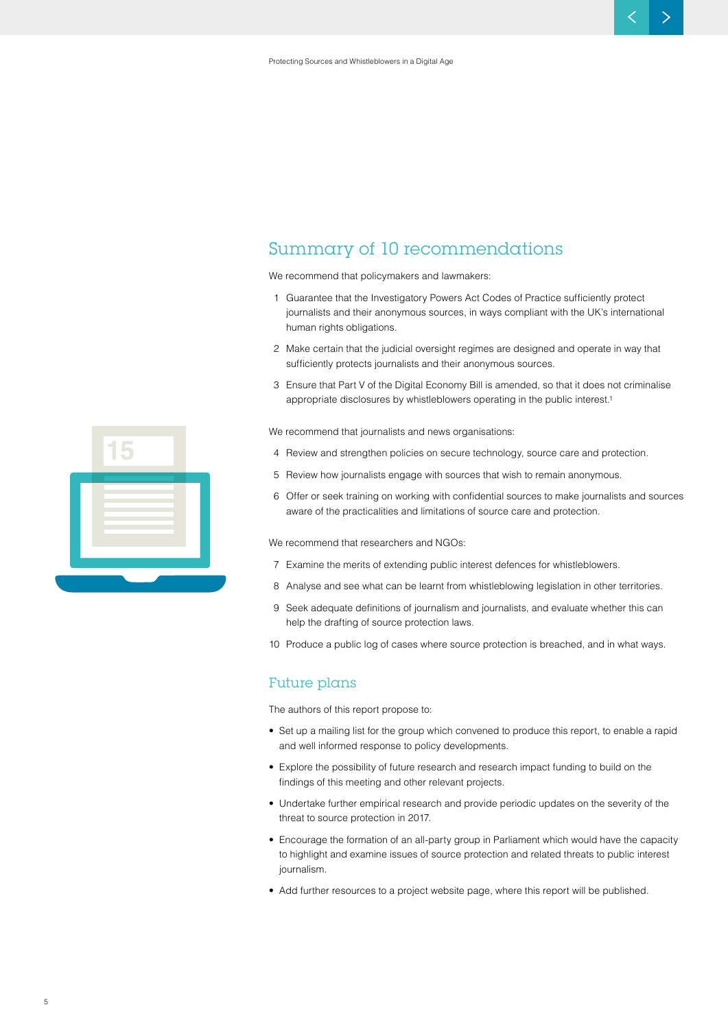## Summary of 10 recommendations

We recommend that policymakers and lawmakers:

1. Guarantee that the Investigatory Powers Act Codes of Practice sufficiently protect journalists and their anonymous sources, in ways compliant with the UK's international human rights obligations.
2. Make certain that the judicial oversight regimes are designed and operate in way that sufficiently protects journalists and their anonymous sources.
3. Ensure that Part V of the Digital Economy Bill is amended, so that it does not criminalise appropriate disclosures by whistleblowers operating in the public interest.[1]

We recommend that journalists and news organisations:

4. Review and strengthen policies on secure technology, source care and protection.
5. Review how journalists engage with sources that wish to remain anonymous.
6. Offer or seek training on working with confidential sources to make journalists and sources aware of the practicalities and limitations of source care and protection.

We recommend that researchers and NGOs:

7. Examine the merits of extending public interest defences for whistleblowers.
8. Analyse and see what can be learnt from whistleblowing legislation in other territories.
9. Seek adequate definitions of journalism and journalists, and evaluate whether this can help the drafting of source protection laws.
10. Produce a public log of cases where source protection is breached, and in what ways.

## Future plans

The authors of this report propose to:

- Set up a mailing list for the group which convened to produce this report, to enable a rapid and well informed response to policy developments.
- Explore the possibility of future research and research impact funding to build on the findings of this meeting and other relevant projects.
- Undertake further empirical research and provide periodic updates on the severity of the threat to source protection in 2017.
- Encourage the formation of an all-party group in Parliament which would have the capacity to highlight and examine issues of source protection and related threats to public interest journalism.
- Add further resources to a project website page, where this report will be published.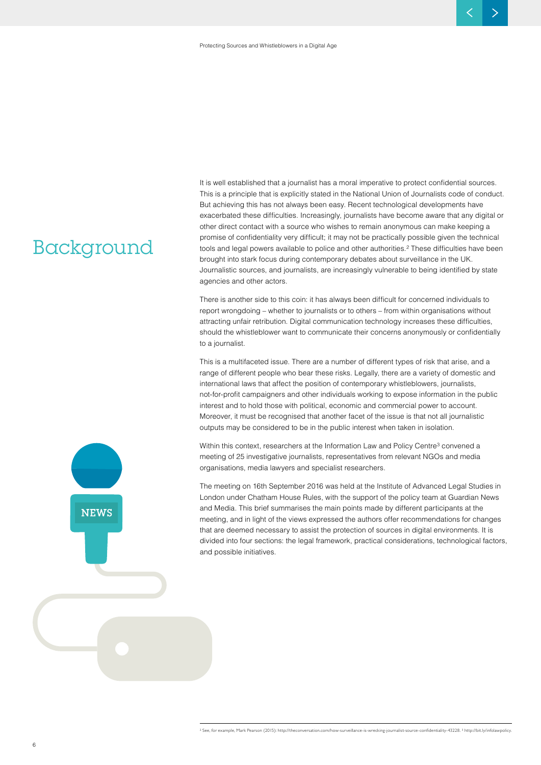# Background

It is well established that a journalist has a moral imperative to protect confidential sources. This is a principle that is explicitly stated in the National Union of Journalists code of conduct. But achieving this has not always been easy. Recent technological developments have exacerbated these difficulties. Increasingly, journalists have become aware that any digital or other direct contact with a source who wishes to remain anonymous can make keeping a promise of confidentiality very difficult; it may not be practically possible given the technical tools and legal powers available to police and other authorities.[2] These difficulties have been brought into stark focus during contemporary debates about surveillance in the UK. Journalistic sources, and journalists, are increasingly vulnerable to being identified by state agencies and other actors.

There is another side to this coin: it has always been difficult for concerned individuals to report wrongdoing – whether to journalists or to others – from within organisations without attracting unfair retribution. Digital communication technology increases these difficulties, should the whistleblower want to communicate their concerns anonymously or confidentially to a journalist.

This is a multifaceted issue. There are a number of different types of risk that arise, and a range of different people who bear these risks. Legally, there are a variety of domestic and international laws that affect the position of contemporary whistleblowers, journalists, not-for-profit campaigners and other individuals working to expose information in the public interest and to hold those with political, economic and commercial power to account. Moreover, it must be recognised that another facet of the issue is that not all journalistic outputs may be considered to be in the public interest when taken in isolation.

Within this context, researchers at the Information Law and Policy Centre[3] convened a meeting of 25 investigative journalists, representatives from relevant NGOs and media organisations, media lawyers and specialist researchers.

The meeting on 16th September 2016 was held at the Institute of Advanced Legal Studies in London under Chatham House Rules, with the support of the policy team at Guardian News and Media. This brief summarises the main points made by different participants at the meeting, and in light of the views expressed the authors offer recommendations for changes that are deemed necessary to assist the protection of sources in digital environments. It is divided into four sections: the legal framework, practical considerations, technological factors, and possible initiatives.

---

[2] See, for example, Mark Pearson (2015): http://theconversation.com/how-surveillance-is-wrecking-journalist-source-confidentiality-43228. [3] http://bit.ly/infolawpolicy.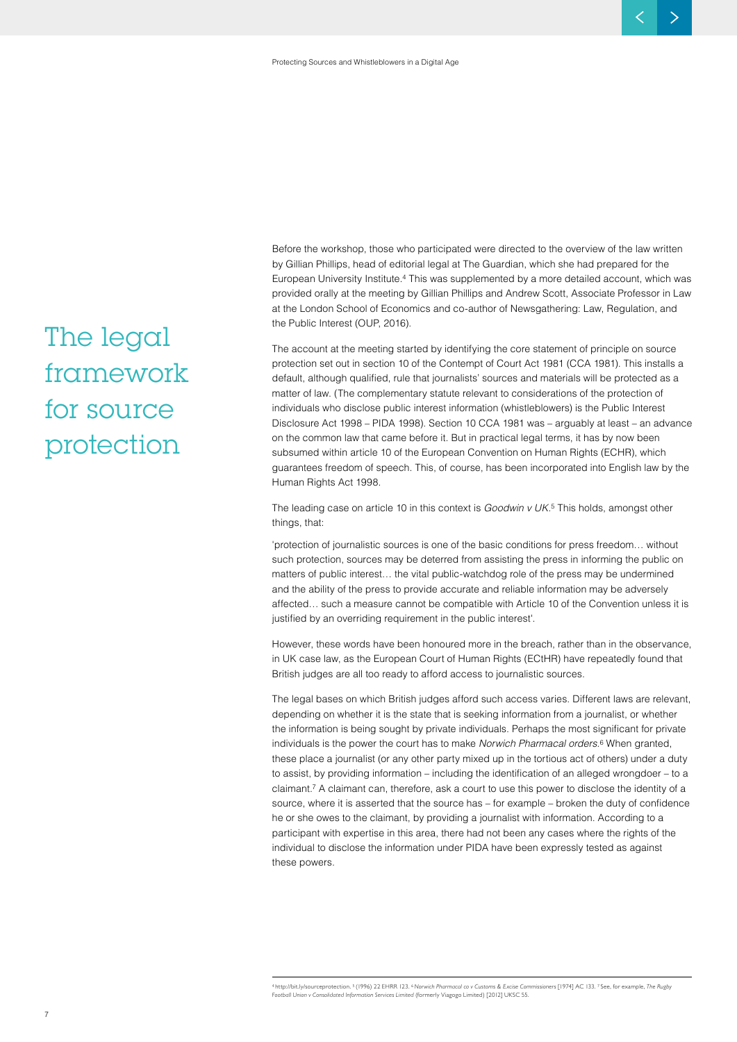# The legal framework for source protection

Before the workshop, those who participated were directed to the overview of the law written by Gillian Phillips, head of editorial legal at The Guardian, which she had prepared for the European University Institute.[4] This was supplemented by a more detailed account, which was provided orally at the meeting by Gillian Phillips and Andrew Scott, Associate Professor in Law at the London School of Economics and co-author of Newsgathering: Law, Regulation, and the Public Interest (OUP, 2016).

The account at the meeting started by identifying the core statement of principle on source protection set out in section 10 of the Contempt of Court Act 1981 (CCA 1981). This installs a default, although qualified, rule that journalists' sources and materials will be protected as a matter of law. (The complementary statute relevant to considerations of the protection of individuals who disclose public interest information (whistleblowers) is the Public Interest Disclosure Act 1998 – PIDA 1998). Section 10 CCA 1981 was – arguably at least – an advance on the common law that came before it. But in practical legal terms, it has by now been subsumed within article 10 of the European Convention on Human Rights (ECHR), which guarantees freedom of speech. This, of course, has been incorporated into English law by the Human Rights Act 1998.

The leading case on article 10 in this context is *Goodwin v UK*.[5] This holds, amongst other things, that:

'protection of journalistic sources is one of the basic conditions for press freedom… without such protection, sources may be deterred from assisting the press in informing the public on matters of public interest… the vital public-watchdog role of the press may be undermined and the ability of the press to provide accurate and reliable information may be adversely affected… such a measure cannot be compatible with Article 10 of the Convention unless it is justified by an overriding requirement in the public interest'.

However, these words have been honoured more in the breach, rather than in the observance, in UK case law, as the European Court of Human Rights (ECtHR) have repeatedly found that British judges are all too ready to afford access to journalistic sources.

The legal bases on which British judges afford such access varies. Different laws are relevant, depending on whether it is the state that is seeking information from a journalist, or whether the information is being sought by private individuals. Perhaps the most significant for private individuals is the power the court has to make *Norwich Pharmacal orders*.[6] When granted, these place a journalist (or any other party mixed up in the tortious act of others) under a duty to assist, by providing information – including the identification of an alleged wrongdoer – to a claimant.[7] A claimant can, therefore, ask a court to use this power to disclose the identity of a source, where it is asserted that the source has – for example – broken the duty of confidence he or she owes to the claimant, by providing a journalist with information. According to a participant with expertise in this area, there had not been any cases where the rights of the individual to disclose the information under PIDA have been expressly tested as against these powers.

---

[4] http://bit.ly/sourceprotection. [5] (1996) 22 EHRR 123. [6] *Norwich Pharmacal co v Customs & Excise Commissioners* [1974] AC 133. [7] See, for example, *The Rugby Football Union v Consolidated Information Services Limited* (formerly Viagogo Limited) [2012] UKSC 55.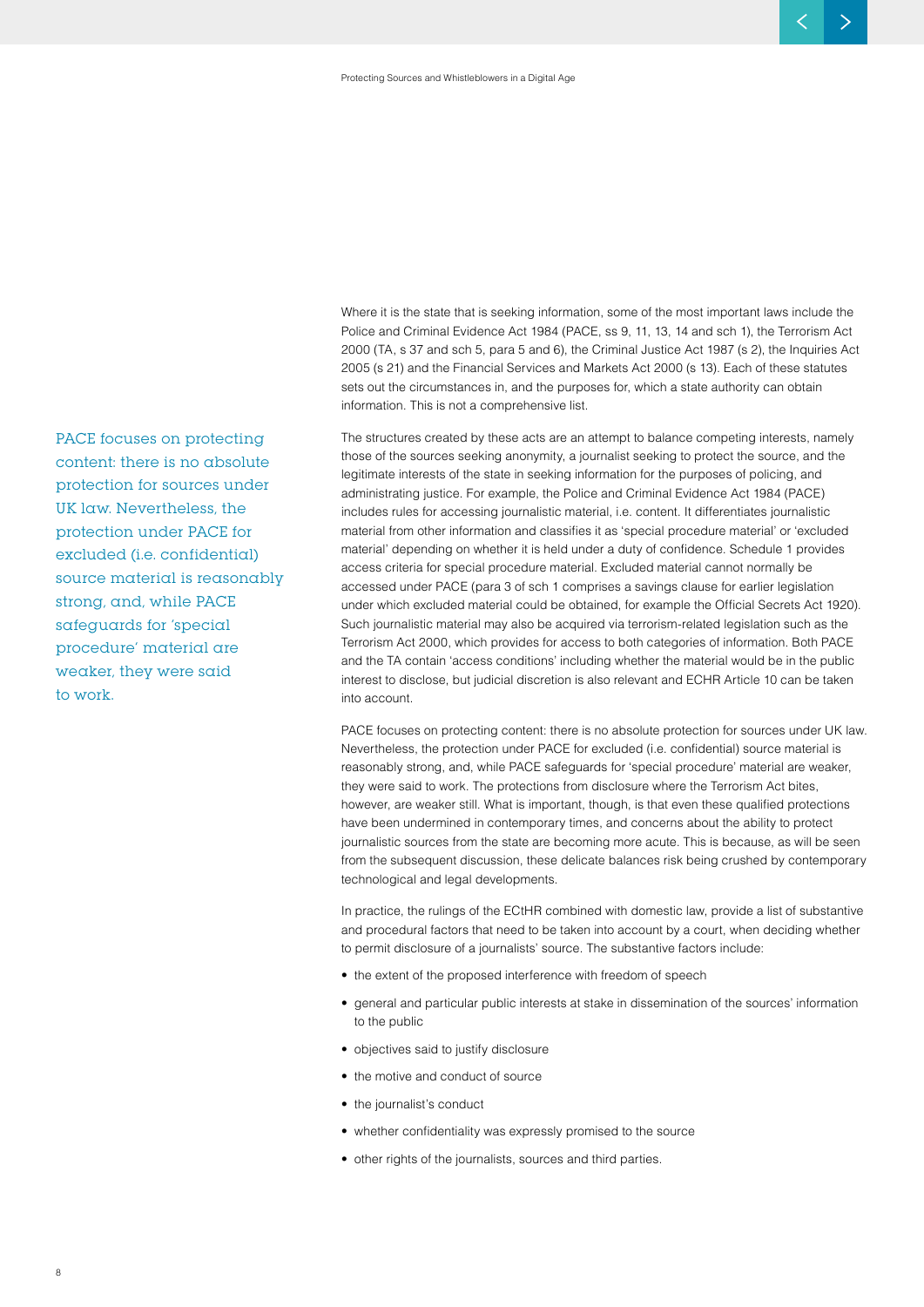Where it is the state that is seeking information, some of the most important laws include the Police and Criminal Evidence Act 1984 (PACE, ss 9, 11, 13, 14 and sch 1), the Terrorism Act 2000 (TA, s 37 and sch 5, para 5 and 6), the Criminal Justice Act 1987 (s 2), the Inquiries Act 2005 (s 21) and the Financial Services and Markets Act 2000 (s 13). Each of these statutes sets out the circumstances in, and the purposes for, which a state authority can obtain information. This is not a comprehensive list.

> PACE focuses on protecting content: there is no absolute protection for sources under UK law. Nevertheless, the protection under PACE for excluded (i.e. confidential) source material is reasonably strong, and, while PACE safeguards for 'special procedure' material are weaker, they were said to work.

The structures created by these acts are an attempt to balance competing interests, namely those of the sources seeking anonymity, a journalist seeking to protect the source, and the legitimate interests of the state in seeking information for the purposes of policing, and administrating justice. For example, the Police and Criminal Evidence Act 1984 (PACE) includes rules for accessing journalistic material, i.e. content. It differentiates journalistic material from other information and classifies it as 'special procedure material' or 'excluded material' depending on whether it is held under a duty of confidence. Schedule 1 provides access criteria for special procedure material. Excluded material cannot normally be accessed under PACE (para 3 of sch 1 comprises a savings clause for earlier legislation under which excluded material could be obtained, for example the Official Secrets Act 1920). Such journalistic material may also be acquired via terrorism-related legislation such as the Terrorism Act 2000, which provides for access to both categories of information. Both PACE and the TA contain 'access conditions' including whether the material would be in the public interest to disclose, but judicial discretion is also relevant and ECHR Article 10 can be taken into account.

PACE focuses on protecting content: there is no absolute protection for sources under UK law. Nevertheless, the protection under PACE for excluded (i.e. confidential) source material is reasonably strong, and, while PACE safeguards for 'special procedure' material are weaker, they were said to work. The protections from disclosure where the Terrorism Act bites, however, are weaker still. What is important, though, is that even these qualified protections have been undermined in contemporary times, and concerns about the ability to protect journalistic sources from the state are becoming more acute. This is because, as will be seen from the subsequent discussion, these delicate balances risk being crushed by contemporary technological and legal developments.

In practice, the rulings of the ECtHR combined with domestic law, provide a list of substantive and procedural factors that need to be taken into account by a court, when deciding whether to permit disclosure of a journalists' source. The substantive factors include:

- the extent of the proposed interference with freedom of speech
- general and particular public interests at stake in dissemination of the sources' information to the public
- objectives said to justify disclosure
- the motive and conduct of source
- the journalist's conduct
- whether confidentiality was expressly promised to the source
- other rights of the journalists, sources and third parties.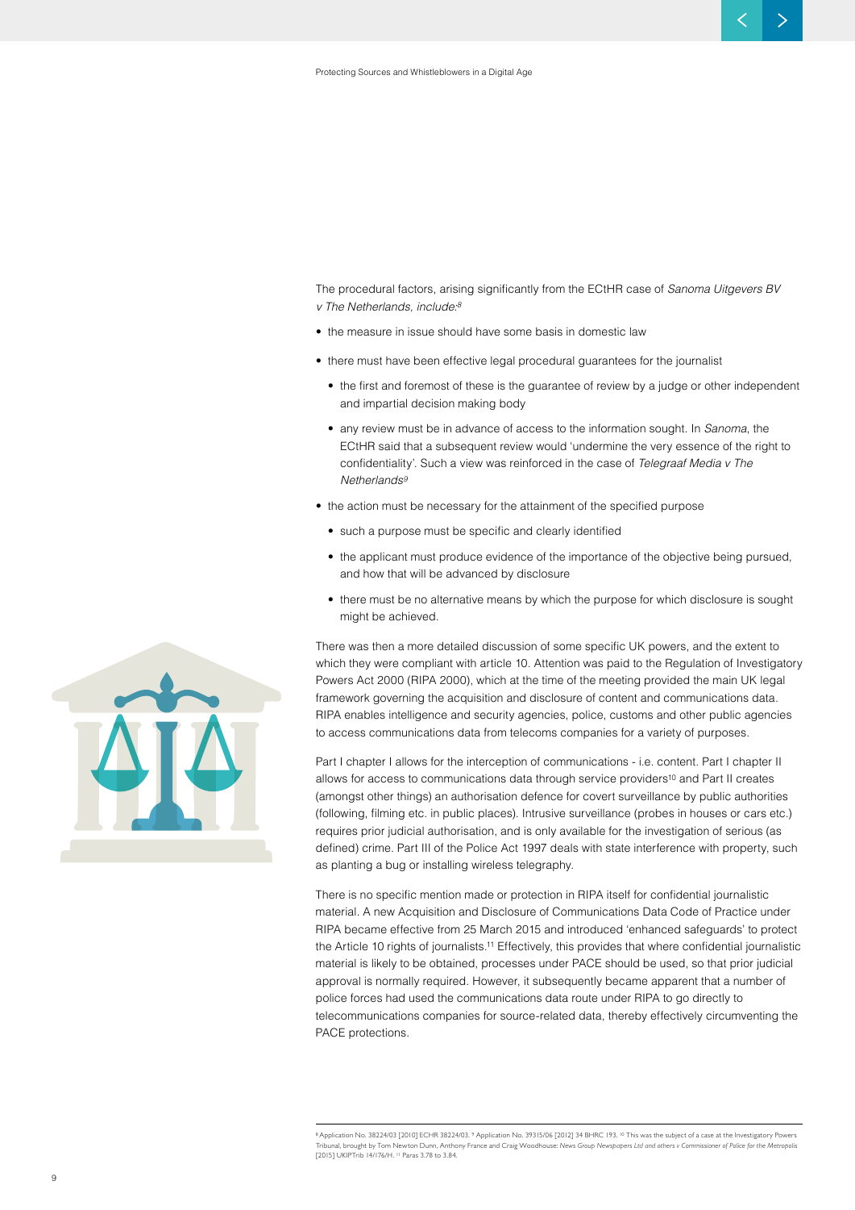The procedural factors, arising significantly from the ECtHR case of *Sanoma Uitgevers BV v The Netherlands, include:*[8]

- the measure in issue should have some basis in domestic law
- there must have been effective legal procedural guarantees for the journalist
  - the first and foremost of these is the guarantee of review by a judge or other independent and impartial decision making body
  - any review must be in advance of access to the information sought. In *Sanoma*, the ECtHR said that a subsequent review would 'undermine the very essence of the right to confidentiality'. Such a view was reinforced in the case of *Telegraaf Media v The Netherlands*[9]
- the action must be necessary for the attainment of the specified purpose
  - such a purpose must be specific and clearly identified
  - the applicant must produce evidence of the importance of the objective being pursued, and how that will be advanced by disclosure
  - there must be no alternative means by which the purpose for which disclosure is sought might be achieved.

There was then a more detailed discussion of some specific UK powers, and the extent to which they were compliant with article 10. Attention was paid to the Regulation of Investigatory Powers Act 2000 (RIPA 2000), which at the time of the meeting provided the main UK legal framework governing the acquisition and disclosure of content and communications data. RIPA enables intelligence and security agencies, police, customs and other public agencies to access communications data from telecoms companies for a variety of purposes.

Part I chapter I allows for the interception of communications - i.e. content. Part I chapter II allows for access to communications data through service providers[10] and Part II creates (amongst other things) an authorisation defence for covert surveillance by public authorities (following, filming etc. in public places). Intrusive surveillance (probes in houses or cars etc.) requires prior judicial authorisation, and is only available for the investigation of serious (as defined) crime. Part III of the Police Act 1997 deals with state interference with property, such as planting a bug or installing wireless telegraphy.

There is no specific mention made or protection in RIPA itself for confidential journalistic material. A new Acquisition and Disclosure of Communications Data Code of Practice under RIPA became effective from 25 March 2015 and introduced 'enhanced safeguards' to protect the Article 10 rights of journalists.[11] Effectively, this provides that where confidential journalistic material is likely to be obtained, processes under PACE should be used, so that prior judicial approval is normally required. However, it subsequently became apparent that a number of police forces had used the communications data route under RIPA to go directly to telecommunications companies for source-related data, thereby effectively circumventing the PACE protections.

---

[8] Application No. 38224/03 [2010] ECHR 38224/03. [9] Application No. 39315/06 [2012] 34 BHRC 193. [10] This was the subject of a case at the Investigatory Powers Tribunal, brought by Tom Newton Dunn, Anthony France and Craig Woodhouse: *News Group Newspapers Ltd and others v Commissioner of Police for the Metropolis* [2015] UKIPTrib 14/176/H. [11] Paras 3.78 to 3.84.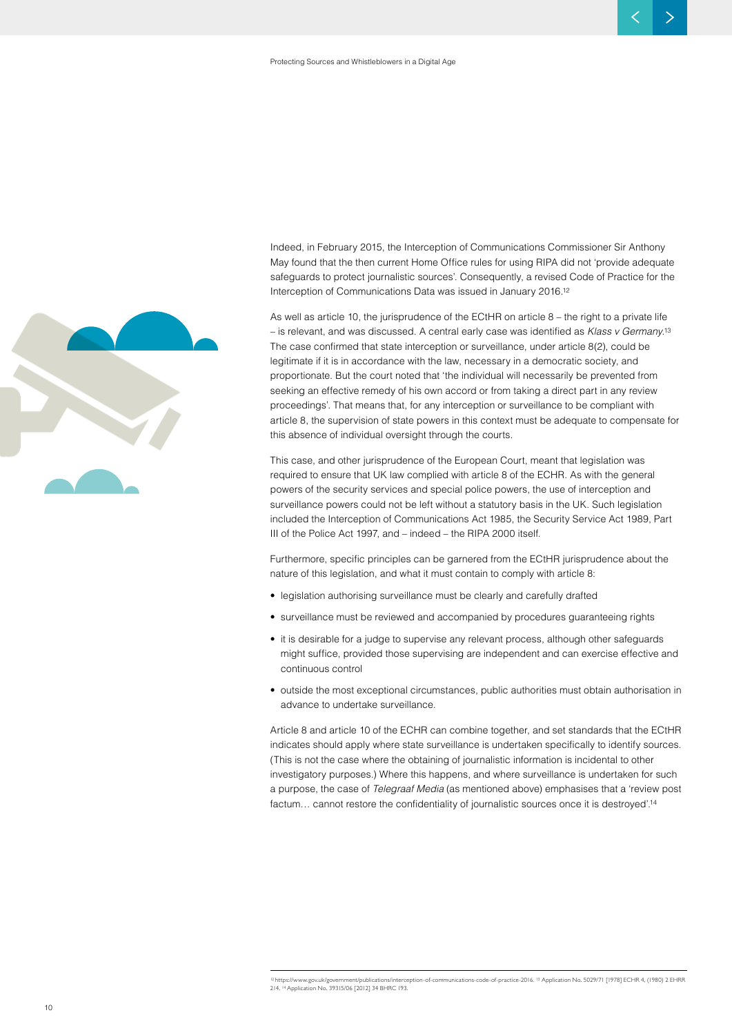Indeed, in February 2015, the Interception of Communications Commissioner Sir Anthony May found that the then current Home Office rules for using RIPA did not 'provide adequate safeguards to protect journalistic sources'. Consequently, a revised Code of Practice for the Interception of Communications Data was issued in January 2016.[12]

As well as article 10, the jurisprudence of the ECtHR on article 8 – the right to a private life – is relevant, and was discussed. A central early case was identified as *Klass v Germany*.[13] The case confirmed that state interception or surveillance, under article 8(2), could be legitimate if it is in accordance with the law, necessary in a democratic society, and proportionate. But the court noted that 'the individual will necessarily be prevented from seeking an effective remedy of his own accord or from taking a direct part in any review proceedings'. That means that, for any interception or surveillance to be compliant with article 8, the supervision of state powers in this context must be adequate to compensate for this absence of individual oversight through the courts.

This case, and other jurisprudence of the European Court, meant that legislation was required to ensure that UK law complied with article 8 of the ECHR. As with the general powers of the security services and special police powers, the use of interception and surveillance powers could not be left without a statutory basis in the UK. Such legislation included the Interception of Communications Act 1985, the Security Service Act 1989, Part III of the Police Act 1997, and – indeed – the RIPA 2000 itself.

Furthermore, specific principles can be garnered from the ECtHR jurisprudence about the nature of this legislation, and what it must contain to comply with article 8:

- legislation authorising surveillance must be clearly and carefully drafted
- surveillance must be reviewed and accompanied by procedures guaranteeing rights
- it is desirable for a judge to supervise any relevant process, although other safeguards might suffice, provided those supervising are independent and can exercise effective and continuous control
- outside the most exceptional circumstances, public authorities must obtain authorisation in advance to undertake surveillance.

Article 8 and article 10 of the ECHR can combine together, and set standards that the ECtHR indicates should apply where state surveillance is undertaken specifically to identify sources. (This is not the case where the obtaining of journalistic information is incidental to other investigatory purposes.) Where this happens, and where surveillance is undertaken for such a purpose, the case of *Telegraaf Media* (as mentioned above) emphasises that a 'review post factum… cannot restore the confidentiality of journalistic sources once it is destroyed'.[14]

---

[12] https://www.gov.uk/government/publications/interception-of-communications-code-of-practice-2016. [13] Application No. 5029/71 [1978] ECHR 4, (1980) 2 EHRR 214. [14] Application No. 39315/06 [2012] 34 BHRC 193.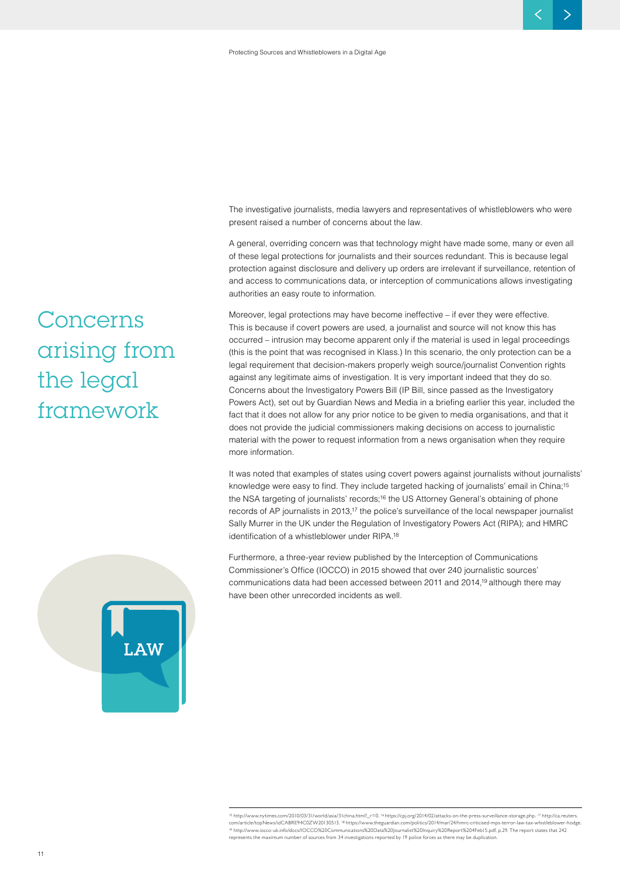# Concerns arising from the legal framework

The investigative journalists, media lawyers and representatives of whistleblowers who were present raised a number of concerns about the law.

A general, overriding concern was that technology might have made some, many or even all of these legal protections for journalists and their sources redundant. This is because legal protection against disclosure and delivery up orders are irrelevant if surveillance, retention of and access to communications data, or interception of communications allows investigating authorities an easy route to information.

Moreover, legal protections may have become ineffective – if ever they were effective. This is because if covert powers are used, a journalist and source will not know this has occurred – intrusion may become apparent only if the material is used in legal proceedings (this is the point that was recognised in Klass.) In this scenario, the only protection can be a legal requirement that decision-makers properly weigh source/journalist Convention rights against any legitimate aims of investigation. It is very important indeed that they do so. Concerns about the Investigatory Powers Bill (IP Bill, since passed as the Investigatory Powers Act), set out by Guardian News and Media in a briefing earlier this year, included the fact that it does not allow for any prior notice to be given to media organisations, and that it does not provide the judicial commissioners making decisions on access to journalistic material with the power to request information from a news organisation when they require more information.

It was noted that examples of states using covert powers against journalists without journalists' knowledge were easy to find. They include targeted hacking of journalists' email in China;[15] the NSA targeting of journalists' records;[16] the US Attorney General's obtaining of phone records of AP journalists in 2013,[17] the police's surveillance of the local newspaper journalist Sally Murrer in the UK under the Regulation of Investigatory Powers Act (RIPA); and HMRC identification of a whistleblower under RIPA.[18]

Furthermore, a three-year review published by the Interception of Communications Commissioner's Office (IOCCO) in 2015 showed that over 240 journalistic sources' communications data had been accessed between 2011 and 2014,[19] although there may have been other unrecorded incidents as well.

---

[15] http://www.nytimes.com/2010/03/31/world/asia/31china.html?_r=0. [16] https://cpj.org/2014/02/attacks-on-the-press-surveillance-storage.php. [17] http://ca.reuters.com/article/topNews/idCABRE94C0ZW20130513. [18] https://www.theguardian.com/politics/2014/mar/24/hmrc-criticised-mps-terror-law-tax-whistleblower-hodge. [19] http://www.iocco-uk.info/docs/IOCCO%20Communications%20Data%20Journalist%20Inquiry%20Report%204Feb15.pdf, p.29. The report states that 242 represents the maximum number of sources from 34 investigations reported by 19 police forces as there may be duplication.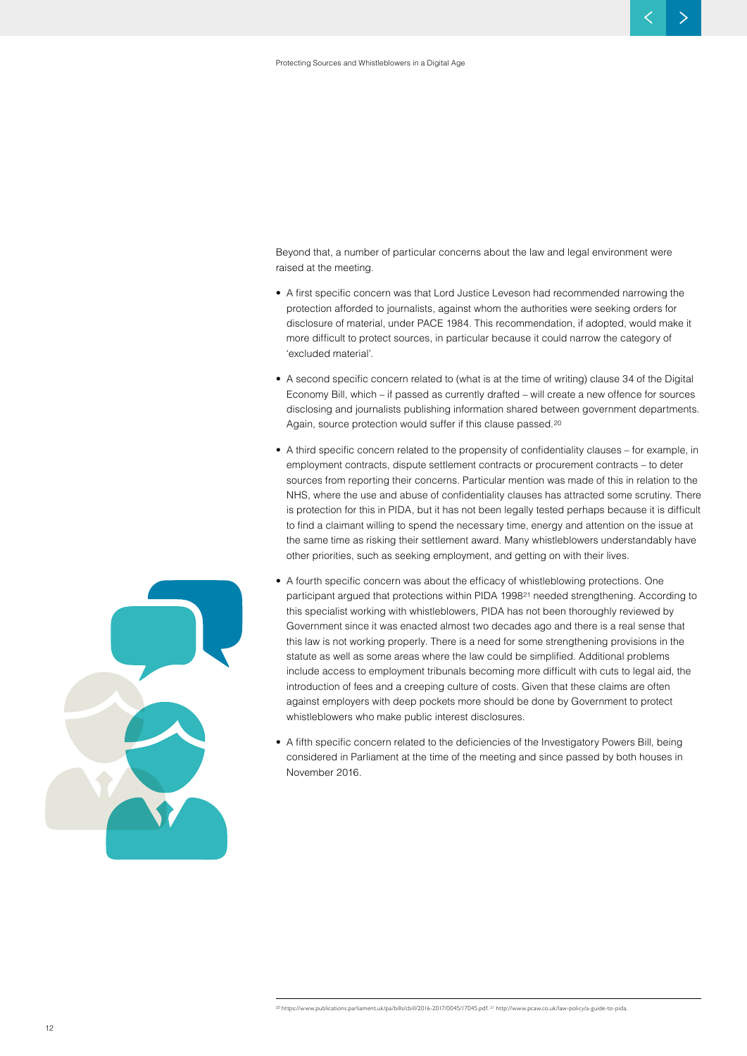Beyond that, a number of particular concerns about the law and legal environment were raised at the meeting.

- A first specific concern was that Lord Justice Leveson had recommended narrowing the protection afforded to journalists, against whom the authorities were seeking orders for disclosure of material, under PACE 1984. This recommendation, if adopted, would make it more difficult to protect sources, in particular because it could narrow the category of 'excluded material'.

- A second specific concern related to (what is at the time of writing) clause 34 of the Digital Economy Bill, which – if passed as currently drafted – will create a new offence for sources disclosing and journalists publishing information shared between government departments. Again, source protection would suffer if this clause passed.[20]

- A third specific concern related to the propensity of confidentiality clauses – for example, in employment contracts, dispute settlement contracts or procurement contracts – to deter sources from reporting their concerns. Particular mention was made of this in relation to the NHS, where the use and abuse of confidentiality clauses has attracted some scrutiny. There is protection for this in PIDA, but it has not been legally tested perhaps because it is difficult to find a claimant willing to spend the necessary time, energy and attention on the issue at the same time as risking their settlement award. Many whistleblowers understandably have other priorities, such as seeking employment, and getting on with their lives.

- A fourth specific concern was about the efficacy of whistleblowing protections. One participant argued that protections within PIDA 1998[21] needed strengthening. According to this specialist working with whistleblowers, PIDA has not been thoroughly reviewed by Government since it was enacted almost two decades ago and there is a real sense that this law is not working properly. There is a need for some strengthening provisions in the statute as well as some areas where the law could be simplified. Additional problems include access to employment tribunals becoming more difficult with cuts to legal aid, the introduction of fees and a creeping culture of costs. Given that these claims are often against employers with deep pockets more should be done by Government to protect whistleblowers who make public interest disclosures.

- A fifth specific concern related to the deficiencies of the Investigatory Powers Bill, being considered in Parliament at the time of the meeting and since passed by both houses in November 2016.

[20] https://www.publications.parliament.uk/pa/bills/cbill/2016-2017/0045/17045.pdf. [21] http://www.pcaw.co.uk/law-policy/a-guide-to-pida.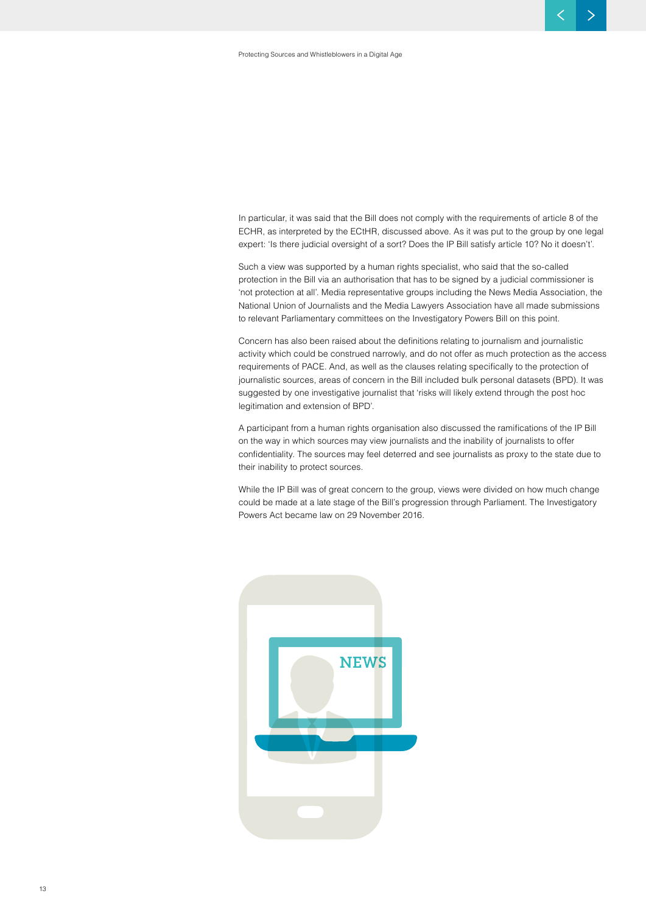In particular, it was said that the Bill does not comply with the requirements of article 8 of the ECHR, as interpreted by the ECtHR, discussed above. As it was put to the group by one legal expert: 'Is there judicial oversight of a sort? Does the IP Bill satisfy article 10? No it doesn't'.

Such a view was supported by a human rights specialist, who said that the so-called protection in the Bill via an authorisation that has to be signed by a judicial commissioner is 'not protection at all'. Media representative groups including the News Media Association, the National Union of Journalists and the Media Lawyers Association have all made submissions to relevant Parliamentary committees on the Investigatory Powers Bill on this point.

Concern has also been raised about the definitions relating to journalism and journalistic activity which could be construed narrowly, and do not offer as much protection as the access requirements of PACE. And, as well as the clauses relating specifically to the protection of journalistic sources, areas of concern in the Bill included bulk personal datasets (BPD). It was suggested by one investigative journalist that 'risks will likely extend through the post hoc legitimation and extension of BPD'.

A participant from a human rights organisation also discussed the ramifications of the IP Bill on the way in which sources may view journalists and the inability of journalists to offer confidentiality. The sources may feel deterred and see journalists as proxy to the state due to their inability to protect sources.

While the IP Bill was of great concern to the group, views were divided on how much change could be made at a late stage of the Bill's progression through Parliament. The Investigatory Powers Act became law on 29 November 2016.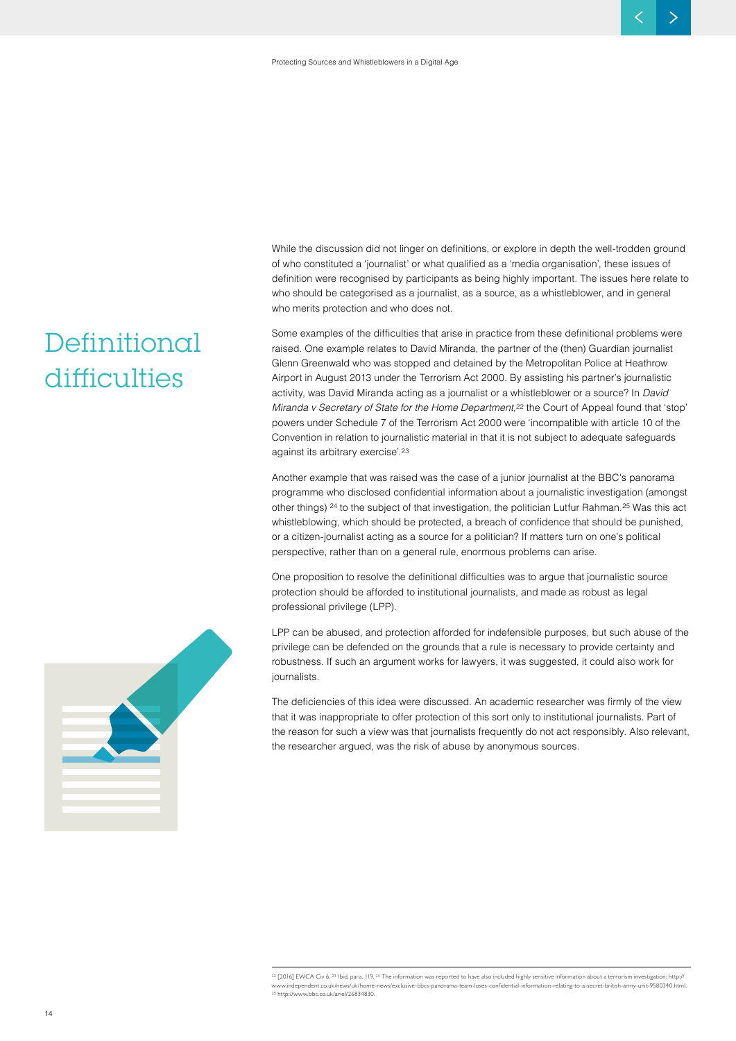# Definitional difficulties

While the discussion did not linger on definitions, or explore in depth the well-trodden ground of who constituted a 'journalist' or what qualified as a 'media organisation', these issues of definition were recognised by participants as being highly important. The issues here relate to who should be categorised as a journalist, as a source, as a whistleblower, and in general who merits protection and who does not.

Some examples of the difficulties that arise in practice from these definitional problems were raised. One example relates to David Miranda, the partner of the (then) Guardian journalist Glenn Greenwald who was stopped and detained by the Metropolitan Police at Heathrow Airport in August 2013 under the Terrorism Act 2000. By assisting his partner's journalistic activity, was David Miranda acting as a journalist or a whistleblower or a source? In *David Miranda v Secretary of State for the Home Department*,[22] the Court of Appeal found that 'stop' powers under Schedule 7 of the Terrorism Act 2000 were 'incompatible with article 10 of the Convention in relation to journalistic material in that it is not subject to adequate safeguards against its arbitrary exercise'.[23]

Another example that was raised was the case of a junior journalist at the BBC's panorama programme who disclosed confidential information about a journalistic investigation (amongst other things) [24] to the subject of that investigation, the politician Lutfur Rahman.[25] Was this act whistleblowing, which should be protected, a breach of confidence that should be punished, or a citizen-journalist acting as a source for a politician? If matters turn on one's political perspective, rather than on a general rule, enormous problems can arise.

One proposition to resolve the definitional difficulties was to argue that journalistic source protection should be afforded to institutional journalists, and made as robust as legal professional privilege (LPP).

LPP can be abused, and protection afforded for indefensible purposes, but such abuse of the privilege can be defended on the grounds that a rule is necessary to provide certainty and robustness. If such an argument works for lawyers, it was suggested, it could also work for journalists.

The deficiencies of this idea were discussed. An academic researcher was firmly of the view that it was inappropriate to offer protection of this sort only to institutional journalists. Part of the reason for such a view was that journalists frequently do not act responsibly. Also relevant, the researcher argued, was the risk of abuse by anonymous sources.

---

[22] [2016] EWCA Civ 6. [23] Ibid, para. 119. [24] The information was reported to have also included highly sensitive information about a terrorism investigation: http://www.independent.co.uk/news/uk/home-news/exclusive-bbcs-panorama-team-loses-confidential-information-relating-to-a-secret-british-army-unit-9580340.html. [25] http://www.bbc.co.uk/ariel/26834830.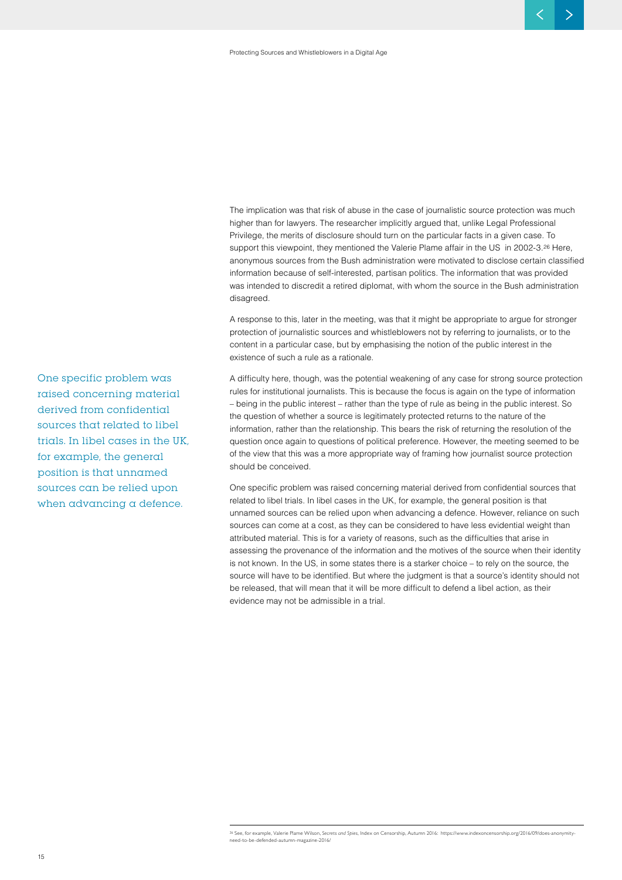The implication was that risk of abuse in the case of journalistic source protection was much higher than for lawyers. The researcher implicitly argued that, unlike Legal Professional Privilege, the merits of disclosure should turn on the particular facts in a given case. To support this viewpoint, they mentioned the Valerie Plame affair in the US in 2002-3.[26] Here, anonymous sources from the Bush administration were motivated to disclose certain classified information because of self-interested, partisan politics. The information that was provided was intended to discredit a retired diplomat, with whom the source in the Bush administration disagreed.

A response to this, later in the meeting, was that it might be appropriate to argue for stronger protection of journalistic sources and whistleblowers not by referring to journalists, or to the content in a particular case, but by emphasising the notion of the public interest in the existence of such a rule as a rationale.

A difficulty here, though, was the potential weakening of any case for strong source protection rules for institutional journalists. This is because the focus is again on the type of information – being in the public interest – rather than the type of rule as being in the public interest. So the question of whether a source is legitimately protected returns to the nature of the information, rather than the relationship. This bears the risk of returning the resolution of the question once again to questions of political preference. However, the meeting seemed to be of the view that this was a more appropriate way of framing how journalist source protection should be conceived.

> One specific problem was raised concerning material derived from confidential sources that related to libel trials. In libel cases in the UK, for example, the general position is that unnamed sources can be relied upon when advancing a defence.

One specific problem was raised concerning material derived from confidential sources that related to libel trials. In libel cases in the UK, for example, the general position is that unnamed sources can be relied upon when advancing a defence. However, reliance on such sources can come at a cost, as they can be considered to have less evidential weight than attributed material. This is for a variety of reasons, such as the difficulties that arise in assessing the provenance of the information and the motives of the source when their identity is not known. In the US, in some states there is a starker choice – to rely on the source, the source will have to be identified. But where the judgment is that a source's identity should not be released, that will mean that it will be more difficult to defend a libel action, as their evidence may not be admissible in a trial.

---

[26] See, for example, Valerie Plame Wilson, *Secrets and Spies*, Index on Censorship, Autumn 2016: https://www.indexoncensorship.org/2016/09/does-anonymity-need-to-be-defended-autumn-magazine-2016/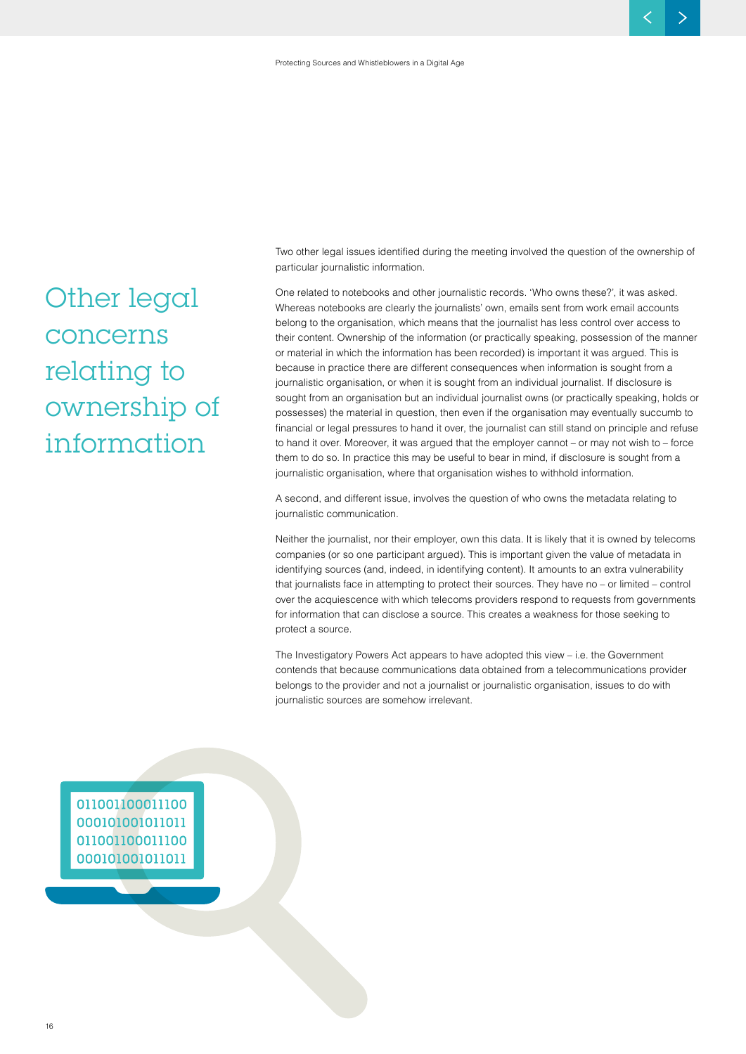# Other legal concerns relating to ownership of information

Two other legal issues identified during the meeting involved the question of the ownership of particular journalistic information.

One related to notebooks and other journalistic records. 'Who owns these?', it was asked. Whereas notebooks are clearly the journalists' own, emails sent from work email accounts belong to the organisation, which means that the journalist has less control over access to their content. Ownership of the information (or practically speaking, possession of the manner or material in which the information has been recorded) is important it was argued. This is because in practice there are different consequences when information is sought from a journalistic organisation, or when it is sought from an individual journalist. If disclosure is sought from an organisation but an individual journalist owns (or practically speaking, holds or possesses) the material in question, then even if the organisation may eventually succumb to financial or legal pressures to hand it over, the journalist can still stand on principle and refuse to hand it over. Moreover, it was argued that the employer cannot – or may not wish to – force them to do so. In practice this may be useful to bear in mind, if disclosure is sought from a journalistic organisation, where that organisation wishes to withhold information.

A second, and different issue, involves the question of who owns the metadata relating to journalistic communication.

Neither the journalist, nor their employer, own this data. It is likely that it is owned by telecoms companies (or so one participant argued). This is important given the value of metadata in identifying sources (and, indeed, in identifying content). It amounts to an extra vulnerability that journalists face in attempting to protect their sources. They have no – or limited – control over the acquiescence with which telecoms providers respond to requests from governments for information that can disclose a source. This creates a weakness for those seeking to protect a source.

The Investigatory Powers Act appears to have adopted this view – i.e. the Government contends that because communications data obtained from a telecommunications provider belongs to the provider and not a journalist or journalistic organisation, issues to do with journalistic sources are somehow irrelevant.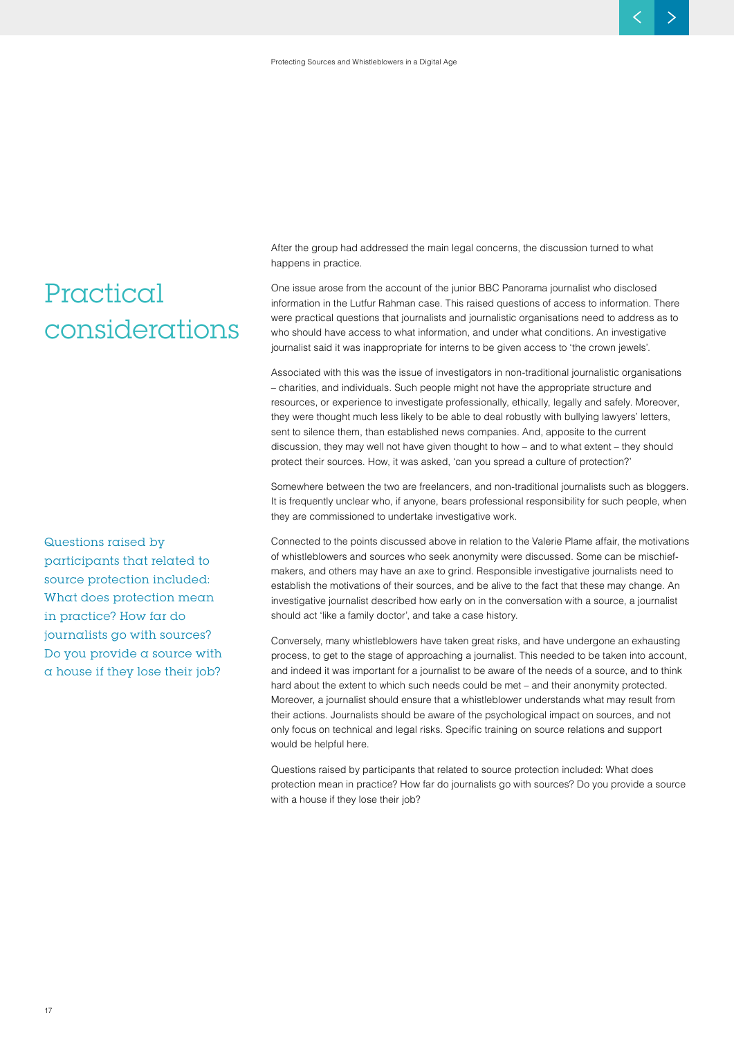# Practical considerations

After the group had addressed the main legal concerns, the discussion turned to what happens in practice.

One issue arose from the account of the junior BBC Panorama journalist who disclosed information in the Lutfur Rahman case. This raised questions of access to information. There were practical questions that journalists and journalistic organisations need to address as to who should have access to what information, and under what conditions. An investigative journalist said it was inappropriate for interns to be given access to 'the crown jewels'.

Associated with this was the issue of investigators in non-traditional journalistic organisations – charities, and individuals. Such people might not have the appropriate structure and resources, or experience to investigate professionally, ethically, legally and safely. Moreover, they were thought much less likely to be able to deal robustly with bullying lawyers' letters, sent to silence them, than established news companies. And, apposite to the current discussion, they may well not have given thought to how – and to what extent – they should protect their sources. How, it was asked, 'can you spread a culture of protection?'

Somewhere between the two are freelancers, and non-traditional journalists such as bloggers. It is frequently unclear who, if anyone, bears professional responsibility for such people, when they are commissioned to undertake investigative work.

Connected to the points discussed above in relation to the Valerie Plame affair, the motivations of whistleblowers and sources who seek anonymity were discussed. Some can be mischief-makers, and others may have an axe to grind. Responsible investigative journalists need to establish the motivations of their sources, and be alive to the fact that these may change. An investigative journalist described how early on in the conversation with a source, a journalist should act 'like a family doctor', and take a case history.

Conversely, many whistleblowers have taken great risks, and have undergone an exhausting process, to get to the stage of approaching a journalist. This needed to be taken into account, and indeed it was important for a journalist to be aware of the needs of a source, and to think hard about the extent to which such needs could be met – and their anonymity protected. Moreover, a journalist should ensure that a whistleblower understands what may result from their actions. Journalists should be aware of the psychological impact on sources, and not only focus on technical and legal risks. Specific training on source relations and support would be helpful here.

Questions raised by participants that related to source protection included: What does protection mean in practice? How far do journalists go with sources? Do you provide a source with a house if they lose their job?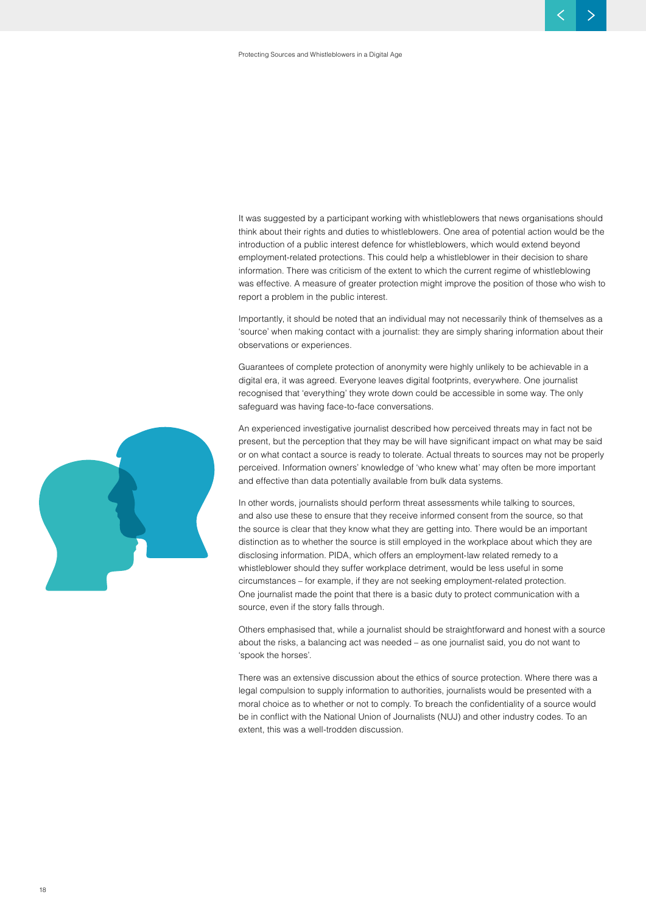It was suggested by a participant working with whistleblowers that news organisations should think about their rights and duties to whistleblowers. One area of potential action would be the introduction of a public interest defence for whistleblowers, which would extend beyond employment-related protections. This could help a whistleblower in their decision to share information. There was criticism of the extent to which the current regime of whistleblowing was effective. A measure of greater protection might improve the position of those who wish to report a problem in the public interest.

Importantly, it should be noted that an individual may not necessarily think of themselves as a 'source' when making contact with a journalist: they are simply sharing information about their observations or experiences.

Guarantees of complete protection of anonymity were highly unlikely to be achievable in a digital era, it was agreed. Everyone leaves digital footprints, everywhere. One journalist recognised that 'everything' they wrote down could be accessible in some way. The only safeguard was having face-to-face conversations.

An experienced investigative journalist described how perceived threats may in fact not be present, but the perception that they may be will have significant impact on what may be said or on what contact a source is ready to tolerate. Actual threats to sources may not be properly perceived. Information owners' knowledge of 'who knew what' may often be more important and effective than data potentially available from bulk data systems.

In other words, journalists should perform threat assessments while talking to sources, and also use these to ensure that they receive informed consent from the source, so that the source is clear that they know what they are getting into. There would be an important distinction as to whether the source is still employed in the workplace about which they are disclosing information. PIDA, which offers an employment-law related remedy to a whistleblower should they suffer workplace detriment, would be less useful in some circumstances – for example, if they are not seeking employment-related protection. One journalist made the point that there is a basic duty to protect communication with a source, even if the story falls through.

Others emphasised that, while a journalist should be straightforward and honest with a source about the risks, a balancing act was needed – as one journalist said, you do not want to 'spook the horses'.

There was an extensive discussion about the ethics of source protection. Where there was a legal compulsion to supply information to authorities, journalists would be presented with a moral choice as to whether or not to comply. To breach the confidentiality of a source would be in conflict with the National Union of Journalists (NUJ) and other industry codes. To an extent, this was a well-trodden discussion.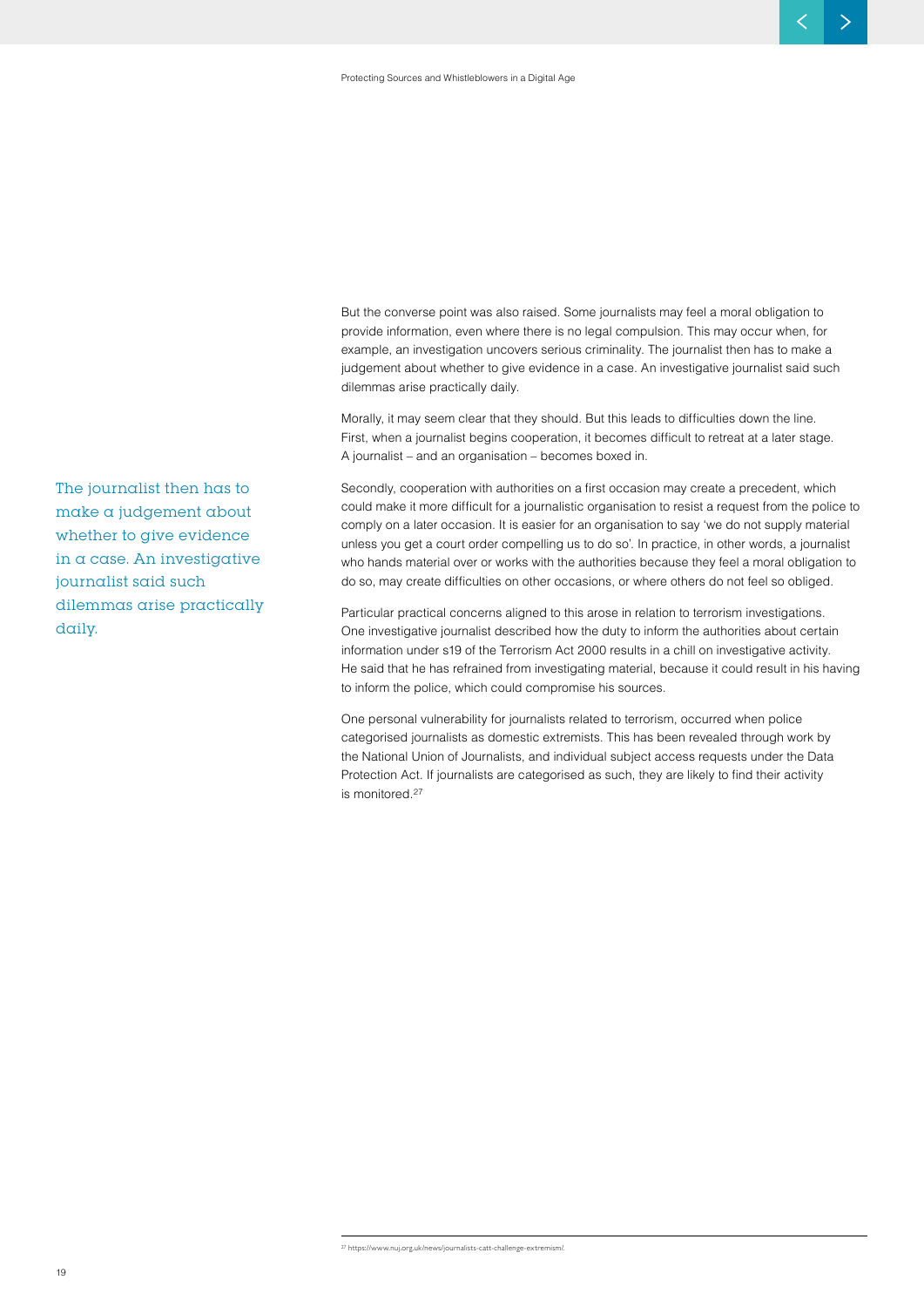But the converse point was also raised. Some journalists may feel a moral obligation to provide information, even where there is no legal compulsion. This may occur when, for example, an investigation uncovers serious criminality. The journalist then has to make a judgement about whether to give evidence in a case. An investigative journalist said such dilemmas arise practically daily.

> The journalist then has to make a judgement about whether to give evidence in a case. An investigative journalist said such dilemmas arise practically daily.

Morally, it may seem clear that they should. But this leads to difficulties down the line. First, when a journalist begins cooperation, it becomes difficult to retreat at a later stage. A journalist – and an organisation – becomes boxed in.

Secondly, cooperation with authorities on a first occasion may create a precedent, which could make it more difficult for a journalistic organisation to resist a request from the police to comply on a later occasion. It is easier for an organisation to say 'we do not supply material unless you get a court order compelling us to do so'. In practice, in other words, a journalist who hands material over or works with the authorities because they feel a moral obligation to do so, may create difficulties on other occasions, or where others do not feel so obliged.

Particular practical concerns aligned to this arose in relation to terrorism investigations. One investigative journalist described how the duty to inform the authorities about certain information under s19 of the Terrorism Act 2000 results in a chill on investigative activity. He said that he has refrained from investigating material, because it could result in his having to inform the police, which could compromise his sources.

One personal vulnerability for journalists related to terrorism, occurred when police categorised journalists as domestic extremists. This has been revealed through work by the National Union of Journalists, and individual subject access requests under the Data Protection Act. If journalists are categorised as such, they are likely to find their activity is monitored.[27]

---

[27] https://www.nuj.org.uk/news/journalists-catt-challenge-extremism/.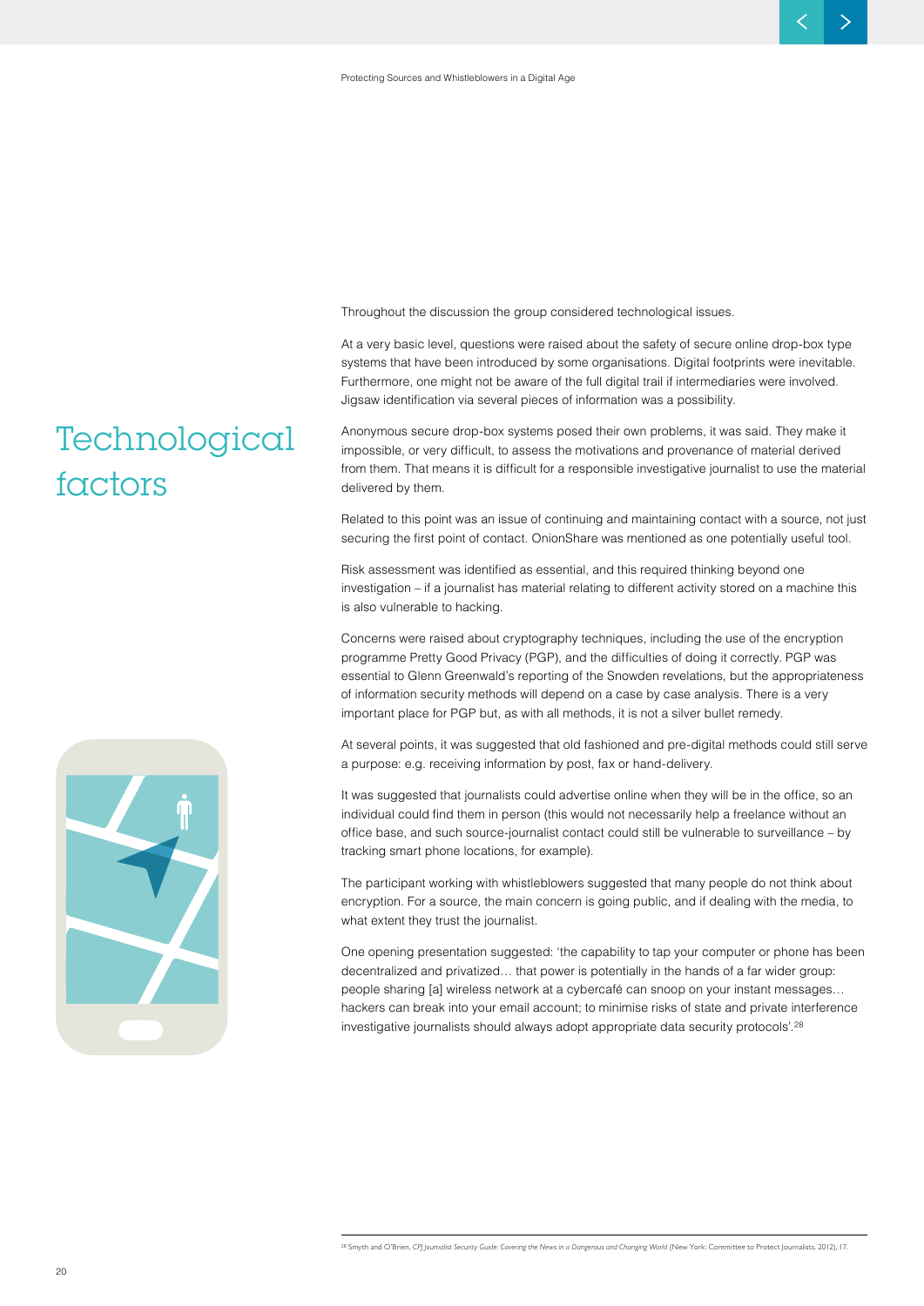# Technological factors

Throughout the discussion the group considered technological issues.

At a very basic level, questions were raised about the safety of secure online drop-box type systems that have been introduced by some organisations. Digital footprints were inevitable. Furthermore, one might not be aware of the full digital trail if intermediaries were involved. Jigsaw identification via several pieces of information was a possibility.

Anonymous secure drop-box systems posed their own problems, it was said. They make it impossible, or very difficult, to assess the motivations and provenance of material derived from them. That means it is difficult for a responsible investigative journalist to use the material delivered by them.

Related to this point was an issue of continuing and maintaining contact with a source, not just securing the first point of contact. OnionShare was mentioned as one potentially useful tool.

Risk assessment was identified as essential, and this required thinking beyond one investigation – if a journalist has material relating to different activity stored on a machine this is also vulnerable to hacking.

Concerns were raised about cryptography techniques, including the use of the encryption programme Pretty Good Privacy (PGP), and the difficulties of doing it correctly. PGP was essential to Glenn Greenwald's reporting of the Snowden revelations, but the appropriateness of information security methods will depend on a case by case analysis. There is a very important place for PGP but, as with all methods, it is not a silver bullet remedy.

At several points, it was suggested that old fashioned and pre-digital methods could still serve a purpose: e.g. receiving information by post, fax or hand-delivery.

It was suggested that journalists could advertise online when they will be in the office, so an individual could find them in person (this would not necessarily help a freelance without an office base, and such source-journalist contact could still be vulnerable to surveillance – by tracking smart phone locations, for example).

The participant working with whistleblowers suggested that many people do not think about encryption. For a source, the main concern is going public, and if dealing with the media, to what extent they trust the journalist.

One opening presentation suggested: 'the capability to tap your computer or phone has been decentralized and privatized… that power is potentially in the hands of a far wider group: people sharing [a] wireless network at a cybercafé can snoop on your instant messages… hackers can break into your email account; to minimise risks of state and private interference investigative journalists should always adopt appropriate data security protocols'.[28]

---

[28] Smyth and O'Brien, *CPJ Journalist Security Guide: Covering the News in a Dangerous and Changing World* (New York: Committee to Protect Journalists, 2012), 17.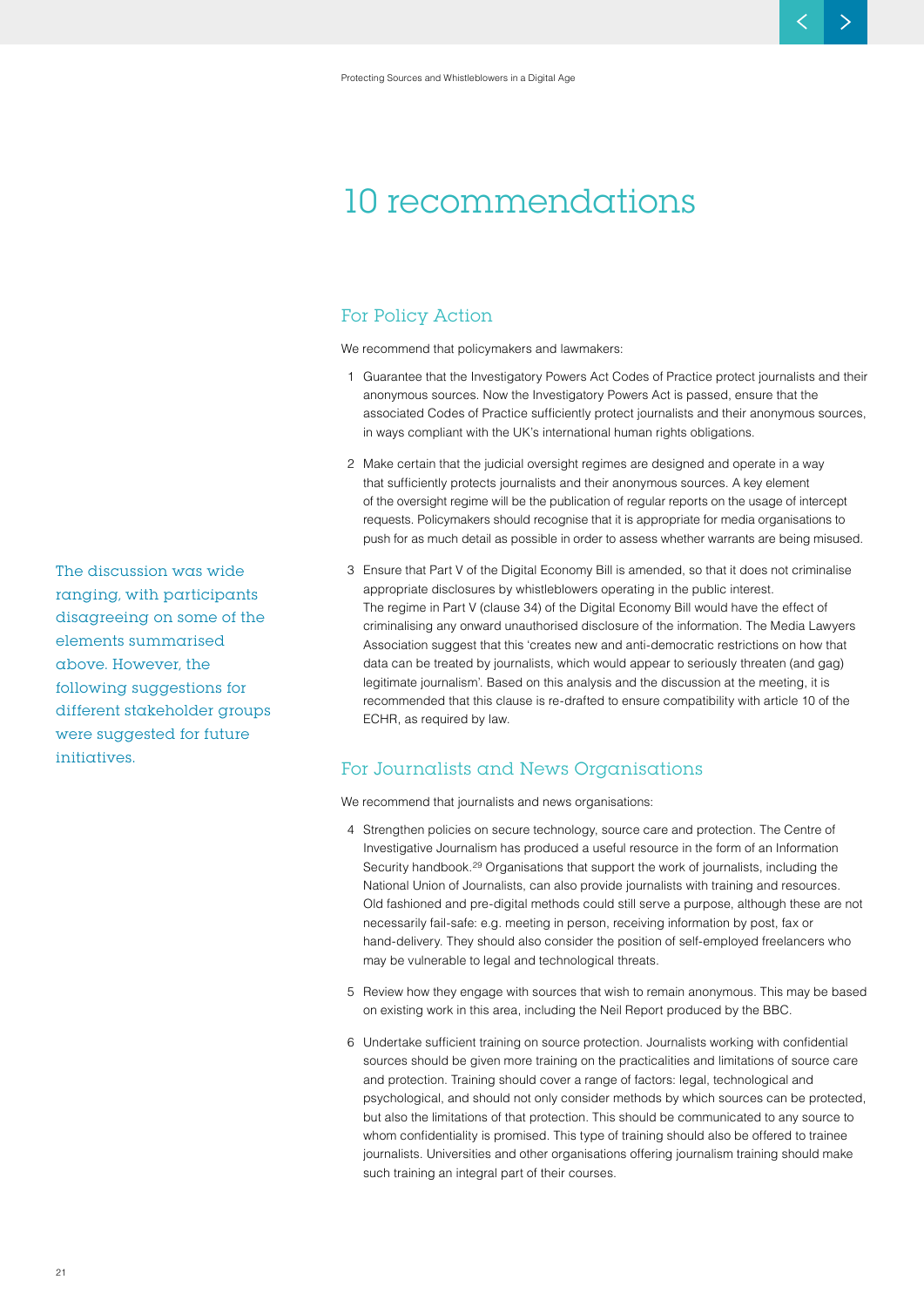# 10 recommendations

The discussion was wide ranging, with participants disagreeing on some of the elements summarised above. However, the following suggestions for different stakeholder groups were suggested for future initiatives.

## For Policy Action

We recommend that policymakers and lawmakers:

1. Guarantee that the Investigatory Powers Act Codes of Practice protect journalists and their anonymous sources. Now the Investigatory Powers Act is passed, ensure that the associated Codes of Practice sufficiently protect journalists and their anonymous sources, in ways compliant with the UK's international human rights obligations.

2. Make certain that the judicial oversight regimes are designed and operate in a way that sufficiently protects journalists and their anonymous sources. A key element of the oversight regime will be the publication of regular reports on the usage of intercept requests. Policymakers should recognise that it is appropriate for media organisations to push for as much detail as possible in order to assess whether warrants are being misused.

3. Ensure that Part V of the Digital Economy Bill is amended, so that it does not criminalise appropriate disclosures by whistleblowers operating in the public interest.
   The regime in Part V (clause 34) of the Digital Economy Bill would have the effect of criminalising any onward unauthorised disclosure of the information. The Media Lawyers Association suggest that this 'creates new and anti-democratic restrictions on how that data can be treated by journalists, which would appear to seriously threaten (and gag) legitimate journalism'. Based on this analysis and the discussion at the meeting, it is recommended that this clause is re-drafted to ensure compatibility with article 10 of the ECHR, as required by law.

## For Journalists and News Organisations

We recommend that journalists and news organisations:

4. Strengthen policies on secure technology, source care and protection. The Centre of Investigative Journalism has produced a useful resource in the form of an Information Security handbook.[29] Organisations that support the work of journalists, including the National Union of Journalists, can also provide journalists with training and resources. Old fashioned and pre-digital methods could still serve a purpose, although these are not necessarily fail-safe: e.g. meeting in person, receiving information by post, fax or hand-delivery. They should also consider the position of self-employed freelancers who may be vulnerable to legal and technological threats.

5. Review how they engage with sources that wish to remain anonymous. This may be based on existing work in this area, including the Neil Report produced by the BBC.

6. Undertake sufficient training on source protection. Journalists working with confidential sources should be given more training on the practicalities and limitations of source care and protection. Training should cover a range of factors: legal, technological and psychological, and should not only consider methods by which sources can be protected, but also the limitations of that protection. This should be communicated to any source to whom confidentiality is promised. This type of training should also be offered to trainee journalists. Universities and other organisations offering journalism training should make such training an integral part of their courses.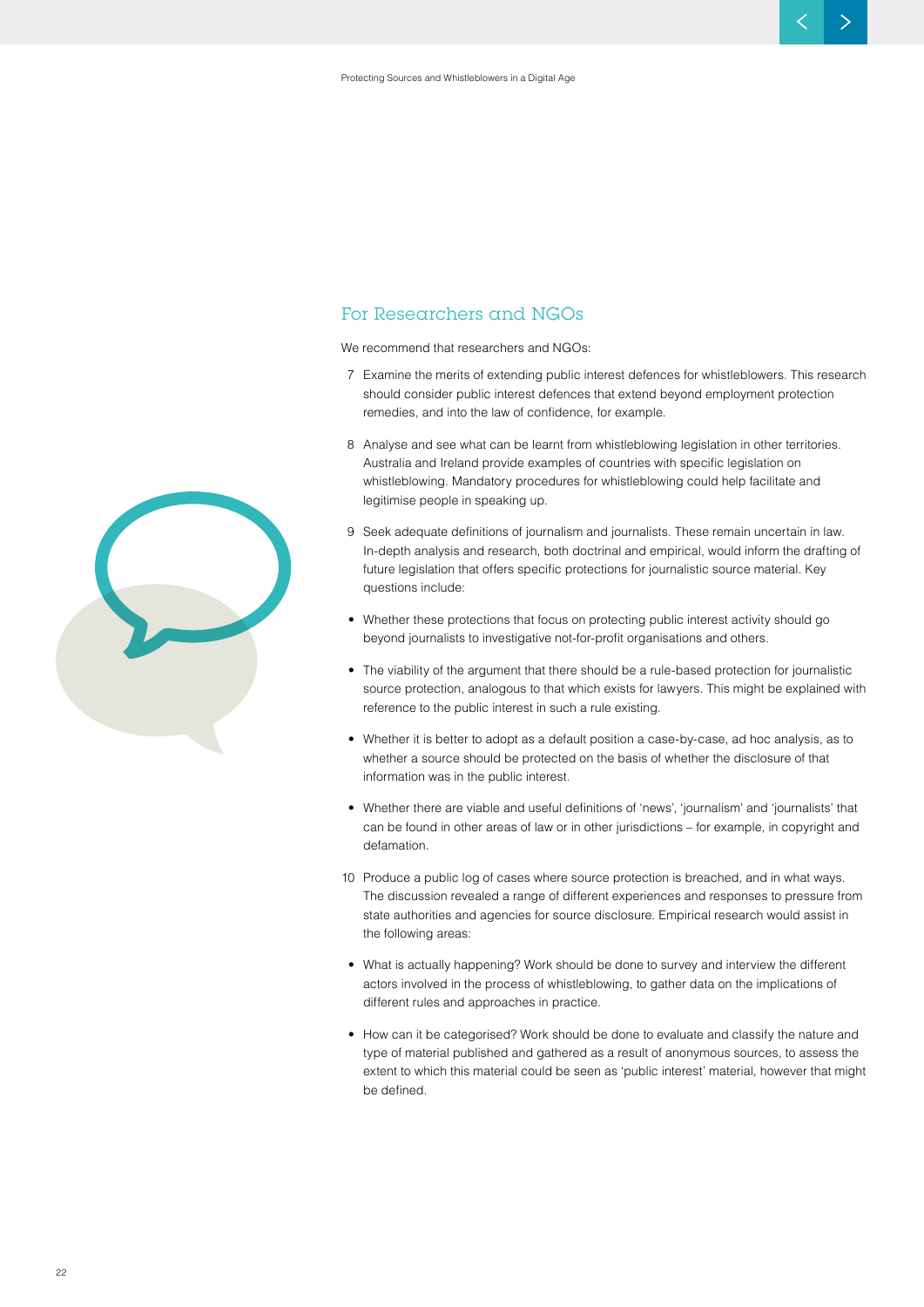## For Researchers and NGOs

We recommend that researchers and NGOs:

7 Examine the merits of extending public interest defences for whistleblowers. This research should consider public interest defences that extend beyond employment protection remedies, and into the law of confidence, for example.

8 Analyse and see what can be learnt from whistleblowing legislation in other territories. Australia and Ireland provide examples of countries with specific legislation on whistleblowing. Mandatory procedures for whistleblowing could help facilitate and legitimise people in speaking up.

9 Seek adequate definitions of journalism and journalists. These remain uncertain in law. In-depth analysis and research, both doctrinal and empirical, would inform the drafting of future legislation that offers specific protections for journalistic source material. Key questions include:

- Whether these protections that focus on protecting public interest activity should go beyond journalists to investigative not-for-profit organisations and others.
- The viability of the argument that there should be a rule-based protection for journalistic source protection, analogous to that which exists for lawyers. This might be explained with reference to the public interest in such a rule existing.
- Whether it is better to adopt as a default position a case-by-case, ad hoc analysis, as to whether a source should be protected on the basis of whether the disclosure of that information was in the public interest.
- Whether there are viable and useful definitions of 'news', 'journalism' and 'journalists' that can be found in other areas of law or in other jurisdictions – for example, in copyright and defamation.

10 Produce a public log of cases where source protection is breached, and in what ways. The discussion revealed a range of different experiences and responses to pressure from state authorities and agencies for source disclosure. Empirical research would assist in the following areas:

- What is actually happening? Work should be done to survey and interview the different actors involved in the process of whistleblowing, to gather data on the implications of different rules and approaches in practice.
- How can it be categorised? Work should be done to evaluate and classify the nature and type of material published and gathered as a result of anonymous sources, to assess the extent to which this material could be seen as 'public interest' material, however that might be defined.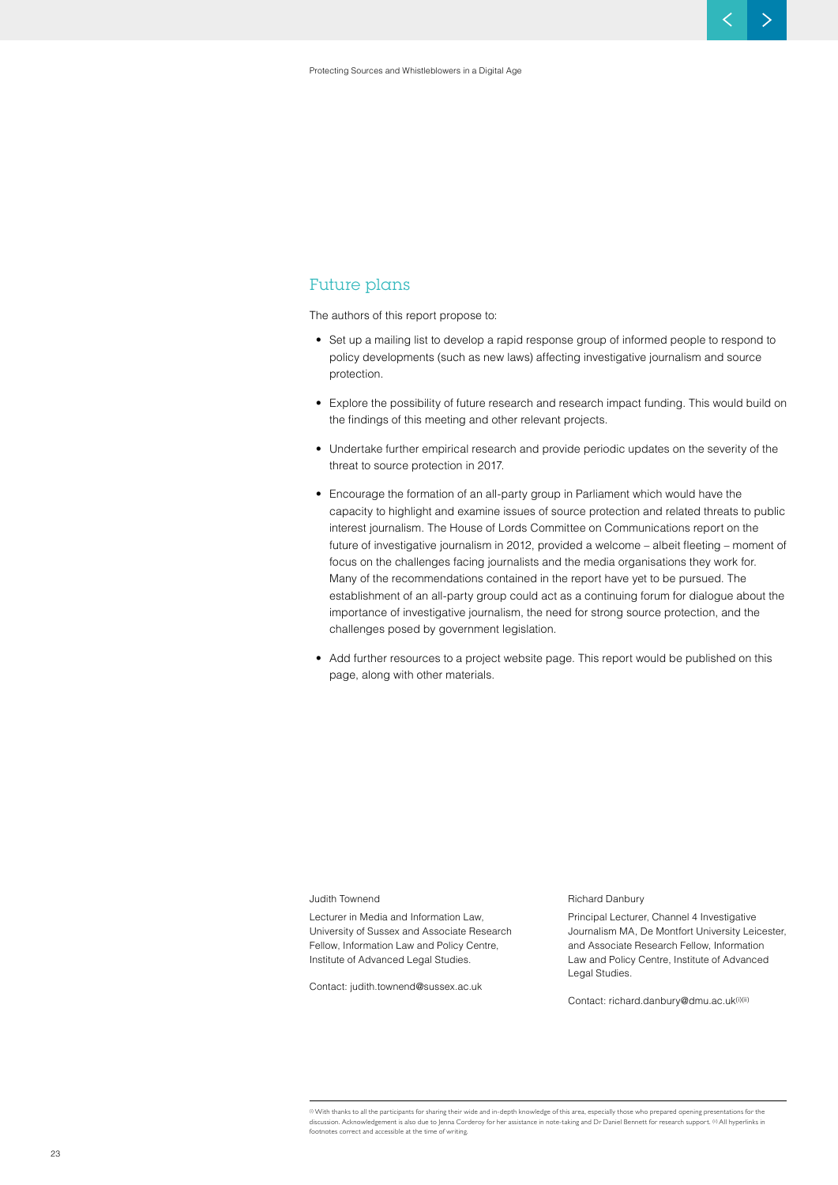## Future plans

The authors of this report propose to:

- Set up a mailing list to develop a rapid response group of informed people to respond to policy developments (such as new laws) affecting investigative journalism and source protection.

- Explore the possibility of future research and research impact funding. This would build on the findings of this meeting and other relevant projects.

- Undertake further empirical research and provide periodic updates on the severity of the threat to source protection in 2017.

- Encourage the formation of an all-party group in Parliament which would have the capacity to highlight and examine issues of source protection and related threats to public interest journalism. The House of Lords Committee on Communications report on the future of investigative journalism in 2012, provided a welcome – albeit fleeting – moment of focus on the challenges facing journalists and the media organisations they work for. Many of the recommendations contained in the report have yet to be pursued. The establishment of an all-party group could act as a continuing forum for dialogue about the importance of investigative journalism, the need for strong source protection, and the challenges posed by government legislation.

- Add further resources to a project website page. This report would be published on this page, along with other materials.

Judith Townend

Lecturer in Media and Information Law, University of Sussex and Associate Research Fellow, Information Law and Policy Centre, Institute of Advanced Legal Studies.

Contact: judith.townend@sussex.ac.uk

Richard Danbury

Principal Lecturer, Channel 4 Investigative Journalism MA, De Montfort University Leicester, and Associate Research Fellow, Information Law and Policy Centre, Institute of Advanced Legal Studies.

Contact: richard.danbury@dmu.ac.uk[i][ii]

---

[i] With thanks to all the participants for sharing their wide and in-depth knowledge of this area, especially those who prepared opening presentations for the discussion. Acknowledgement is also due to Jenna Corderoy for her assistance in note-taking and Dr Daniel Bennett for research support. [ii] All hyperlinks in footnotes correct and accessible at the time of writing.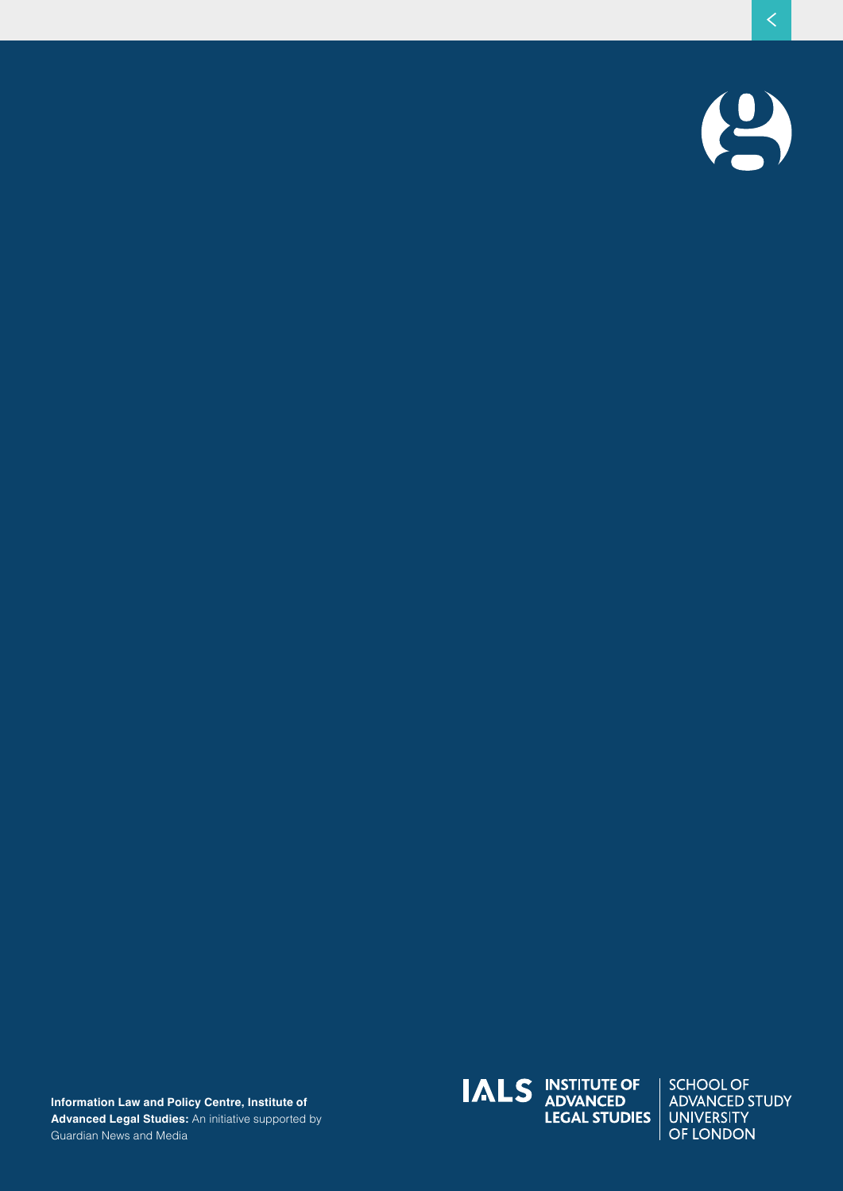**Information Law and Policy Centre, Institute of Advanced Legal Studies:** An initiative supported by Guardian News and Media

IALS INSTITUTE OF ADVANCED LEGAL STUDIES | SCHOOL OF ADVANCED STUDY UNIVERSITY OF LONDON